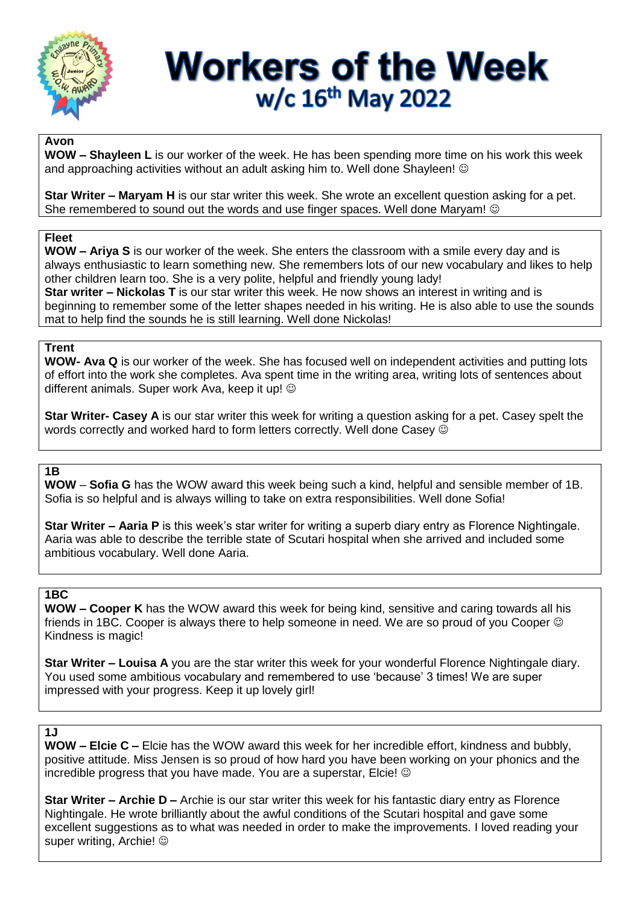# Workers of the Week

## w/c 16th May 2022

### Avon

**WOW – Shayleen L** is our worker of the week. He has been spending more time on his work this week and approaching activities without an adult asking him to. Well done Shayleen! ☺

**Star Writer – Maryam H** is our star writer this week. She wrote an excellent question asking for a pet. She remembered to sound out the words and use finger spaces. Well done Maryam! ☺

### Fleet

**WOW – Ariya S** is our worker of the week. She enters the classroom with a smile every day and is always enthusiastic to learn something new. She remembers lots of our new vocabulary and likes to help other children learn too. She is a very polite, helpful and friendly young lady!

**Star writer – Nickolas T** is our star writer this week. He now shows an interest in writing and is beginning to remember some of the letter shapes needed in his writing. He is also able to use the sounds mat to help find the sounds he is still learning. Well done Nickolas!

### Trent

**WOW- Ava Q** is our worker of the week. She has focused well on independent activities and putting lots of effort into the work she completes. Ava spent time in the writing area, writing lots of sentences about different animals. Super work Ava, keep it up! ☺

**Star Writer- Casey A** is our star writer this week for writing a question asking for a pet. Casey spelt the words correctly and worked hard to form letters correctly. Well done Casey ☺

### 1B

**WOW** – **Sofia G** has the WOW award this week being such a kind, helpful and sensible member of 1B. Sofia is so helpful and is always willing to take on extra responsibilities. Well done Sofia!

**Star Writer – Aaria P** is this week's star writer for writing a superb diary entry as Florence Nightingale. Aaria was able to describe the terrible state of Scutari hospital when she arrived and included some ambitious vocabulary. Well done Aaria.

### 1BC

**WOW – Cooper K** has the WOW award this week for being kind, sensitive and caring towards all his friends in 1BC. Cooper is always there to help someone in need. We are so proud of you Cooper ☺ Kindness is magic!

**Star Writer – Louisa A** you are the star writer this week for your wonderful Florence Nightingale diary. You used some ambitious vocabulary and remembered to use 'because' 3 times! We are super impressed with your progress. Keep it up lovely girl!

### 1J

**WOW – Elcie C –** Elcie has the WOW award this week for her incredible effort, kindness and bubbly, positive attitude. Miss Jensen is so proud of how hard you have been working on your phonics and the incredible progress that you have made. You are a superstar, Elcie! ☺

**Star Writer – Archie D –** Archie is our star writer this week for his fantastic diary entry as Florence Nightingale. He wrote brilliantly about the awful conditions of the Scutari hospital and gave some excellent suggestions as to what was needed in order to make the improvements. I loved reading your super writing, Archie! ☺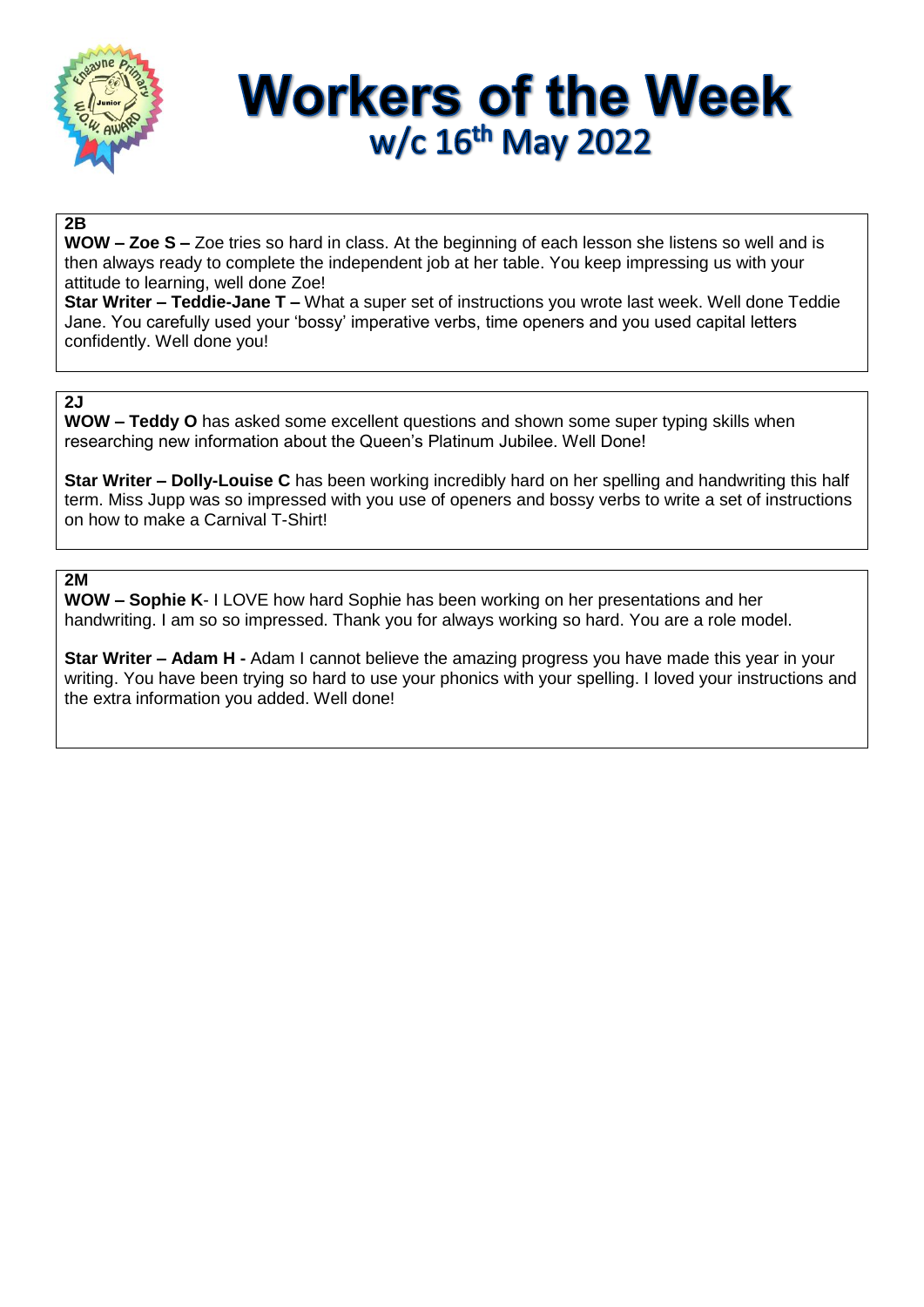# Workers of the Week

## w/c 16th May 2022

**2B**

**WOW – Zoe S –** Zoe tries so hard in class. At the beginning of each lesson she listens so well and is then always ready to complete the independent job at her table. You keep impressing us with your attitude to learning, well done Zoe!

**Star Writer – Teddie-Jane T –** What a super set of instructions you wrote last week. Well done Teddie Jane. You carefully used your 'bossy' imperative verbs, time openers and you used capital letters confidently. Well done you!

**2J**

**WOW – Teddy O** has asked some excellent questions and shown some super typing skills when researching new information about the Queen's Platinum Jubilee. Well Done!

**Star Writer – Dolly-Louise C** has been working incredibly hard on her spelling and handwriting this half term. Miss Jupp was so impressed with you use of openers and bossy verbs to write a set of instructions on how to make a Carnival T-Shirt!

**2M**

**WOW – Sophie K**- I LOVE how hard Sophie has been working on her presentations and her handwriting. I am so so impressed. Thank you for always working so hard. You are a role model.

**Star Writer – Adam H -** Adam I cannot believe the amazing progress you have made this year in your writing. You have been trying so hard to use your phonics with your spelling. I loved your instructions and the extra information you added. Well done!